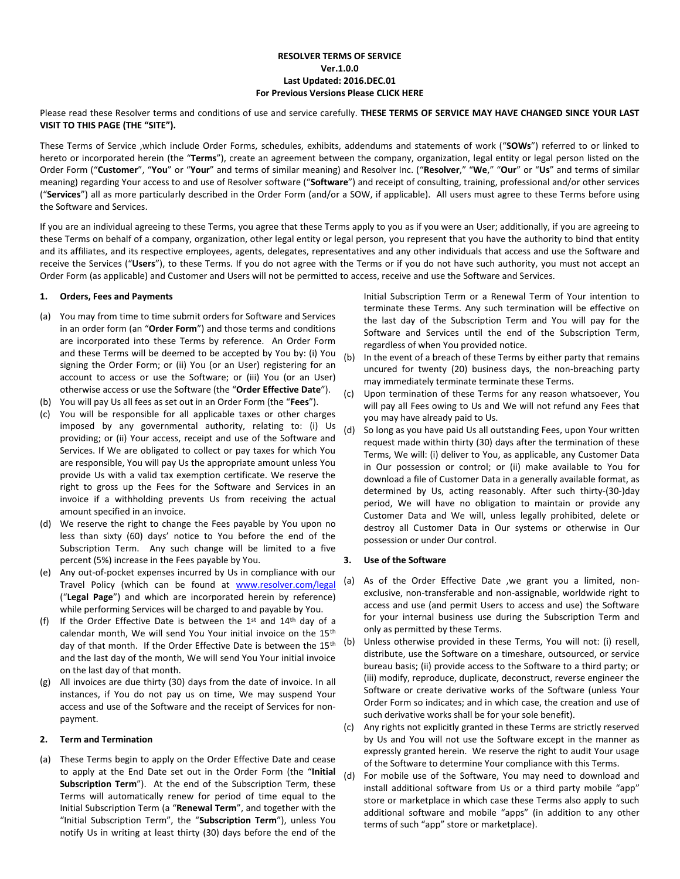**RESOLVER TERMS OF SERVICE**
**Ver.1.0.0**
**Last Updated: 2016.DEC.01**
**For Previous Versions Please CLICK HERE**

Please read these Resolver terms and conditions of use and service carefully. **THESE TERMS OF SERVICE MAY HAVE CHANGED SINCE YOUR LAST VISIT TO THIS PAGE (THE "SITE").**

These Terms of Service ,which include Order Forms, schedules, exhibits, addendums and statements of work ("**SOWs**") referred to or linked to hereto or incorporated herein (the "**Terms**"), create an agreement between the company, organization, legal entity or legal person listed on the Order Form ("**Customer**", "**You**" or "**Your**" and terms of similar meaning) and Resolver Inc. ("**Resolver**," "**We**," "**Our**" or "**Us**" and terms of similar meaning) regarding Your access to and use of Resolver software ("**Software**") and receipt of consulting, training, professional and/or other services ("**Services**") all as more particularly described in the Order Form (and/or a SOW, if applicable). All users must agree to these Terms before using the Software and Services.

If you are an individual agreeing to these Terms, you agree that these Terms apply to you as if you were an User; additionally, if you are agreeing to these Terms on behalf of a company, organization, other legal entity or legal person, you represent that you have the authority to bind that entity and its affiliates, and its respective employees, agents, delegates, representatives and any other individuals that access and use the Software and receive the Services ("**Users**"), to these Terms. If you do not agree with the Terms or if you do not have such authority, you must not accept an Order Form (as applicable) and Customer and Users will not be permitted to access, receive and use the Software and Services.

## 1. Orders, Fees and Payments

(a) You may from time to time submit orders for Software and Services in an order form (an "**Order Form**") and those terms and conditions are incorporated into these Terms by reference. An Order Form and these Terms will be deemed to be accepted by You by: (i) You signing the Order Form; or (ii) You (or an User) registering for an account to access or use the Software; or (iii) You (or an User) otherwise access or use the Software (the "**Order Effective Date**").

(b) You will pay Us all fees as set out in an Order Form (the "**Fees**").

(c) You will be responsible for all applicable taxes or other charges imposed by any governmental authority, relating to: (i) Us providing; or (ii) Your access, receipt and use of the Software and Services. If We are obligated to collect or pay taxes for which You are responsible, You will pay Us the appropriate amount unless You provide Us with a valid tax exemption certificate. We reserve the right to gross up the Fees for the Software and Services in an invoice if a withholding prevents Us from receiving the actual amount specified in an invoice.

(d) We reserve the right to change the Fees payable by You upon no less than sixty (60) days' notice to You before the end of the Subscription Term. Any such change will be limited to a five percent (5%) increase in the Fees payable by You.

(e) Any out-of-pocket expenses incurred by Us in compliance with our Travel Policy (which can be found at [www.resolver.com/legal](www.resolver.com/legal) ("**Legal Page**") and which are incorporated herein by reference) while performing Services will be charged to and payable by You.

(f) If the Order Effective Date is between the 1st and 14th day of a calendar month, We will send You Your initial invoice on the 15th day of that month. If the Order Effective Date is between the 15th and the last day of the month, We will send You Your initial invoice on the last day of that month.

(g) All invoices are due thirty (30) days from the date of invoice. In all instances, if You do not pay us on time, We may suspend Your access and use of the Software and the receipt of Services for non-payment.

## 2. Term and Termination

(a) These Terms begin to apply on the Order Effective Date and cease to apply at the End Date set out in the Order Form (the "**Initial Subscription Term**"). At the end of the Subscription Term, these Terms will automatically renew for period of time equal to the Initial Subscription Term (a "**Renewal Term**", and together with the "Initial Subscription Term", the "**Subscription Term**"), unless You notify Us in writing at least thirty (30) days before the end of the Initial Subscription Term or a Renewal Term of Your intention to terminate these Terms. Any such termination will be effective on the last day of the Subscription Term and You will pay for the Software and Services until the end of the Subscription Term, regardless of when You provided notice.

(b) In the event of a breach of these Terms by either party that remains uncured for twenty (20) business days, the non-breaching party may immediately terminate terminate these Terms.

(c) Upon termination of these Terms for any reason whatsoever, You will pay all Fees owing to Us and We will not refund any Fees that you may have already paid to Us.

(d) So long as you have paid Us all outstanding Fees, upon Your written request made within thirty (30) days after the termination of these Terms, We will: (i) deliver to You, as applicable, any Customer Data in Our possession or control; or (ii) make available to You for download a file of Customer Data in a generally available format, as determined by Us, acting reasonably. After such thirty-(30-)day period, We will have no obligation to maintain or provide any Customer Data and We will, unless legally prohibited, delete or destroy all Customer Data in Our systems or otherwise in Our possession or under Our control.

## 3. Use of the Software

(a) As of the Order Effective Date ,we grant you a limited, non-exclusive, non-transferable and non-assignable, worldwide right to access and use (and permit Users to access and use) the Software for your internal business use during the Subscription Term and only as permitted by these Terms.

(b) Unless otherwise provided in these Terms, You will not: (i) resell, distribute, use the Software on a timeshare, outsourced, or service bureau basis; (ii) provide access to the Software to a third party; or (iii) modify, reproduce, duplicate, deconstruct, reverse engineer the Software or create derivative works of the Software (unless Your Order Form so indicates; and in which case, the creation and use of such derivative works shall be for your sole benefit).

(c) Any rights not explicitly granted in these Terms are strictly reserved by Us and You will not use the Software except in the manner as expressly granted herein. We reserve the right to audit Your usage of the Software to determine Your compliance with this Terms.

(d) For mobile use of the Software, You may need to download and install additional software from Us or a third party mobile "app" store or marketplace in which case these Terms also apply to such additional software and mobile "apps" (in addition to any other terms of such "app" store or marketplace).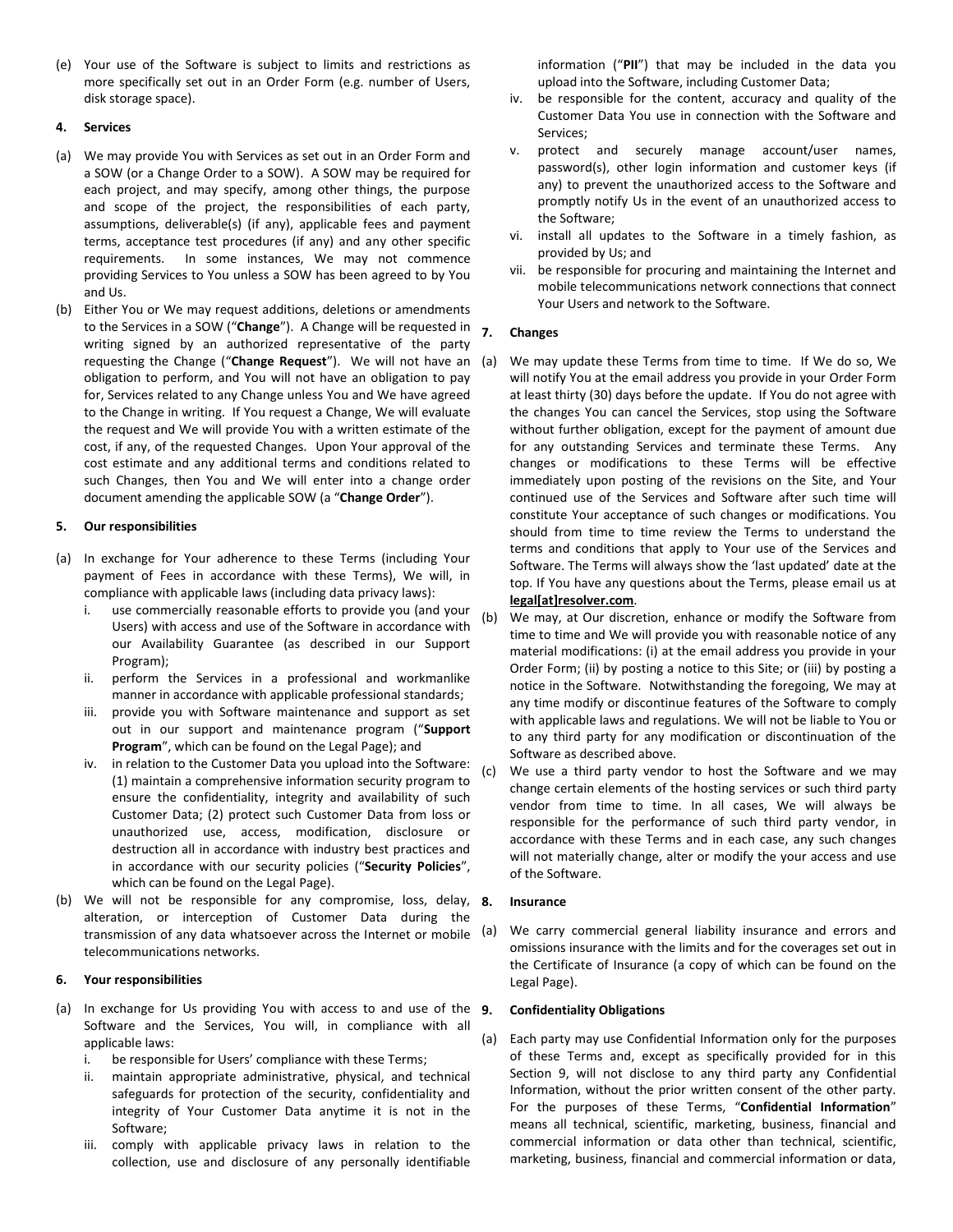(e) Your use of the Software is subject to limits and restrictions as more specifically set out in an Order Form (e.g. number of Users, disk storage space).

**4. Services**

(a) We may provide You with Services as set out in an Order Form and a SOW (or a Change Order to a SOW). A SOW may be required for each project, and may specify, among other things, the purpose and scope of the project, the responsibilities of each party, assumptions, deliverable(s) (if any), applicable fees and payment terms, acceptance test procedures (if any) and any other specific requirements. In some instances, We may not commence providing Services to You unless a SOW has been agreed to by You and Us.

(b) Either You or We may request additions, deletions or amendments to the Services in a SOW ("**Change**"). A Change will be requested in writing signed by an authorized representative of the party requesting the Change ("**Change Request**"). We will not have an obligation to perform, and You will not have an obligation to pay for, Services related to any Change unless You and We have agreed to the Change in writing. If You request a Change, We will evaluate the request and We will provide You with a written estimate of the cost, if any, of the requested Changes. Upon Your approval of the cost estimate and any additional terms and conditions related to such Changes, then You and We will enter into a change order document amending the applicable SOW (a "**Change Order**").

**5. Our responsibilities**

(a) In exchange for Your adherence to these Terms (including Your payment of Fees in accordance with these Terms), We will, in compliance with applicable laws (including data privacy laws):
   i. use commercially reasonable efforts to provide you (and your Users) with access and use of the Software in accordance with our Availability Guarantee (as described in our Support Program);
   ii. perform the Services in a professional and workmanlike manner in accordance with applicable professional standards;
   iii. provide you with Software maintenance and support as set out in our support and maintenance program ("**Support Program**", which can be found on the Legal Page); and
   iv. in relation to the Customer Data you upload into the Software: (1) maintain a comprehensive information security program to ensure the confidentiality, integrity and availability of such Customer Data; (2) protect such Customer Data from loss or unauthorized use, access, modification, disclosure or destruction all in accordance with industry best practices and in accordance with our security policies ("**Security Policies**", which can be found on the Legal Page).

(b) We will not be responsible for any compromise, loss, delay, alteration, or interception of Customer Data during the transmission of any data whatsoever across the Internet or mobile telecommunications networks.

**6. Your responsibilities**

(a) In exchange for Us providing You with access to and use of the Software and the Services, You will, in compliance with all applicable laws:
   i. be responsible for Users' compliance with these Terms;
   ii. maintain appropriate administrative, physical, and technical safeguards for protection of the security, confidentiality and integrity of Your Customer Data anytime it is not in the Software;
   iii. comply with applicable privacy laws in relation to the collection, use and disclosure of any personally identifiable information ("**PII**") that may be included in the data you upload into the Software, including Customer Data;
   iv. be responsible for the content, accuracy and quality of the Customer Data You use in connection with the Software and Services;
   v. protect and securely manage account/user names, password(s), other login information and customer keys (if any) to prevent the unauthorized access to the Software and promptly notify Us in the event of an unauthorized access to the Software;
   vi. install all updates to the Software in a timely fashion, as provided by Us; and
   vii. be responsible for procuring and maintaining the Internet and mobile telecommunications network connections that connect Your Users and network to the Software.

**7. Changes**

(a) We may update these Terms from time to time. If We do so, We will notify You at the email address you provide in your Order Form at least thirty (30) days before the update. If You do not agree with the changes You can cancel the Services, stop using the Software without further obligation, except for the payment of amount due for any outstanding Services and terminate these Terms. Any changes or modifications to these Terms will be effective immediately upon posting of the revisions on the Site, and Your continued use of the Services and Software after such time will constitute Your acceptance of such changes or modifications. You should from time to time review the Terms to understand the terms and conditions that apply to Your use of the Services and Software. The Terms will always show the 'last updated' date at the top. If You have any questions about the Terms, please email us at **legal[at]resolver.com**.

(b) We may, at Our discretion, enhance or modify the Software from time to time and We will provide you with reasonable notice of any material modifications: (i) at the email address you provide in your Order Form; (ii) by posting a notice to this Site; or (iii) by posting a notice in the Software. Notwithstanding the foregoing, We may at any time modify or discontinue features of the Software to comply with applicable laws and regulations. We will not be liable to You or to any third party for any modification or discontinuation of the Software as described above.

(c) We use a third party vendor to host the Software and we may change certain elements of the hosting services or such third party vendor from time to time. In all cases, We will always be responsible for the performance of such third party vendor, in accordance with these Terms and in each case, any such changes will not materially change, alter or modify the your access and use of the Software.

**8. Insurance**

(a) We carry commercial general liability insurance and errors and omissions insurance with the limits and for the coverages set out in the Certificate of Insurance (a copy of which can be found on the Legal Page).

**9. Confidentiality Obligations**

(a) Each party may use Confidential Information only for the purposes of these Terms and, except as specifically provided for in this Section 9, will not disclose to any third party any Confidential Information, without the prior written consent of the other party. For the purposes of these Terms, "**Confidential Information**" means all technical, scientific, marketing, business, financial and commercial information or data other than technical, scientific, marketing, business, financial and commercial information or data,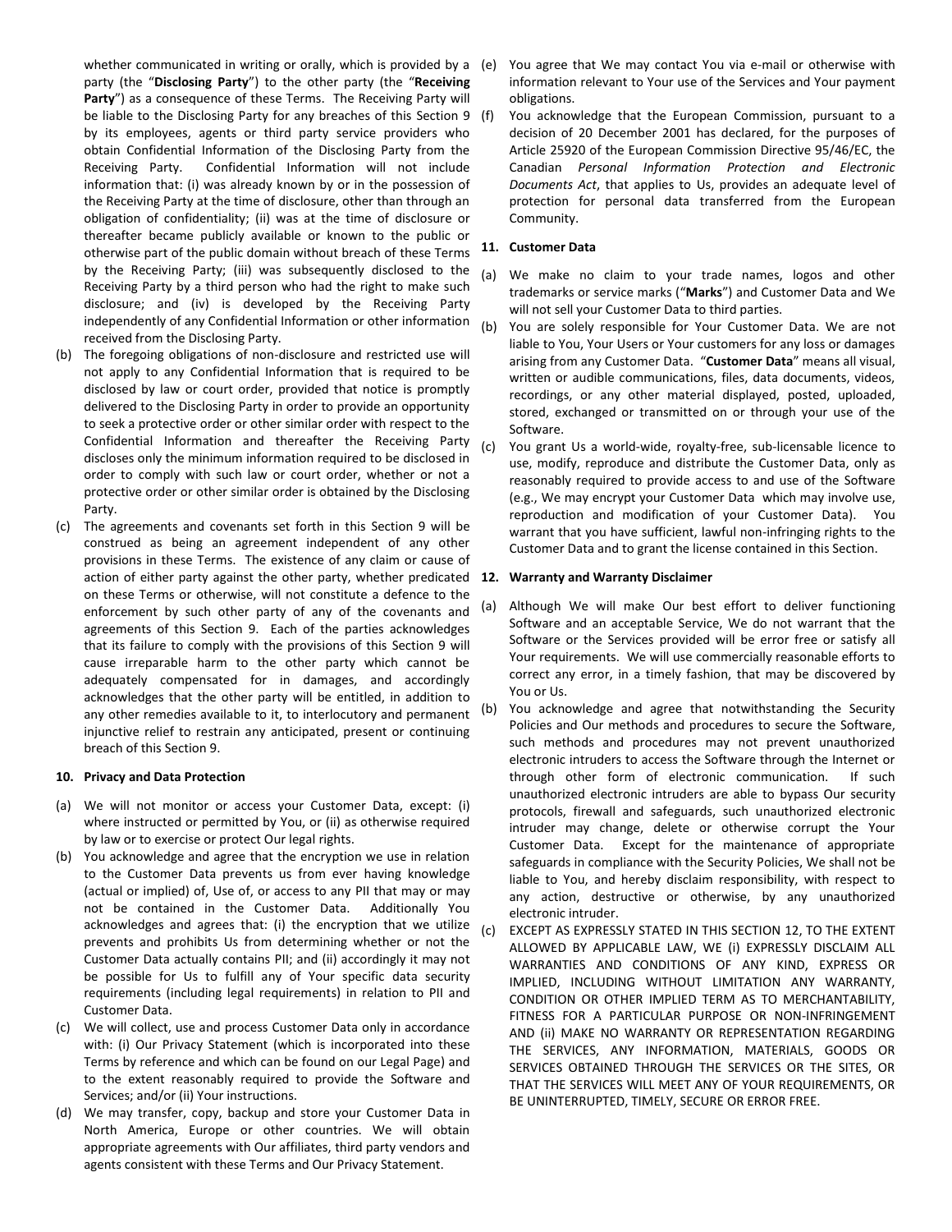whether communicated in writing or orally, which is provided by a party (the "**Disclosing Party**") to the other party (the "**Receiving Party**") as a consequence of these Terms. The Receiving Party will be liable to the Disclosing Party for any breaches of this Section 9 by its employees, agents or third party service providers who obtain Confidential Information of the Disclosing Party from the Receiving Party. Confidential Information will not include information that: (i) was already known by or in the possession of the Receiving Party at the time of disclosure, other than through an obligation of confidentiality; (ii) was at the time of disclosure or thereafter became publicly available or known to the public or otherwise part of the public domain without breach of these Terms by the Receiving Party; (iii) was subsequently disclosed to the Receiving Party by a third person who had the right to make such disclosure; and (iv) is developed by the Receiving Party independently of any Confidential Information or other information received from the Disclosing Party.

(b) The foregoing obligations of non-disclosure and restricted use will not apply to any Confidential Information that is required to be disclosed by law or court order, provided that notice is promptly delivered to the Disclosing Party in order to provide an opportunity to seek a protective order or other similar order with respect to the Confidential Information and thereafter the Receiving Party discloses only the minimum information required to be disclosed in order to comply with such law or court order, whether or not a protective order or other similar order is obtained by the Disclosing Party.

(c) The agreements and covenants set forth in this Section 9 will be construed as being an agreement independent of any other provisions in these Terms. The existence of any claim or cause of action of either party against the other party, whether predicated on these Terms or otherwise, will not constitute a defence to the enforcement by such other party of any of the covenants and agreements of this Section 9. Each of the parties acknowledges that its failure to comply with the provisions of this Section 9 will cause irreparable harm to the other party which cannot be adequately compensated for in damages, and accordingly acknowledges that the other party will be entitled, in addition to any other remedies available to it, to interlocutory and permanent injunctive relief to restrain any anticipated, present or continuing breach of this Section 9.

**10. Privacy and Data Protection**

(a) We will not monitor or access your Customer Data, except: (i) where instructed or permitted by You, or (ii) as otherwise required by law or to exercise or protect Our legal rights.

(b) You acknowledge and agree that the encryption we use in relation to the Customer Data prevents us from ever having knowledge (actual or implied) of, Use of, or access to any PII that may or may not be contained in the Customer Data. Additionally You acknowledges and agrees that: (i) the encryption that we utilize prevents and prohibits Us from determining whether or not the Customer Data actually contains PII; and (ii) accordingly it may not be possible for Us to fulfill any of Your specific data security requirements (including legal requirements) in relation to PII and Customer Data.

(c) We will collect, use and process Customer Data only in accordance with: (i) Our Privacy Statement (which is incorporated into these Terms by reference and which can be found on our Legal Page) and to the extent reasonably required to provide the Software and Services; and/or (ii) Your instructions.

(d) We may transfer, copy, backup and store your Customer Data in North America, Europe or other countries. We will obtain appropriate agreements with Our affiliates, third party vendors and agents consistent with these Terms and Our Privacy Statement.

(e) You agree that We may contact You via e-mail or otherwise with information relevant to Your use of the Services and Your payment obligations.

(f) You acknowledge that the European Commission, pursuant to a decision of 20 December 2001 has declared, for the purposes of Article 25920 of the European Commission Directive 95/46/EC, the Canadian *Personal Information Protection and Electronic Documents Act*, that applies to Us, provides an adequate level of protection for personal data transferred from the European Community.

**11. Customer Data**

(a) We make no claim to your trade names, logos and other trademarks or service marks ("**Marks**") and Customer Data and We will not sell your Customer Data to third parties.

(b) You are solely responsible for Your Customer Data. We are not liable to You, Your Users or Your customers for any loss or damages arising from any Customer Data. "**Customer Data**" means all visual, written or audible communications, files, data documents, videos, recordings, or any other material displayed, posted, uploaded, stored, exchanged or transmitted on or through your use of the Software.

(c) You grant Us a world-wide, royalty-free, sub-licensable licence to use, modify, reproduce and distribute the Customer Data, only as reasonably required to provide access to and use of the Software (e.g., We may encrypt your Customer Data which may involve use, reproduction and modification of your Customer Data). You warrant that you have sufficient, lawful non-infringing rights to the Customer Data and to grant the license contained in this Section.

**12. Warranty and Warranty Disclaimer**

(a) Although We will make Our best effort to deliver functioning Software and an acceptable Service, We do not warrant that the Software or the Services provided will be error free or satisfy all Your requirements. We will use commercially reasonable efforts to correct any error, in a timely fashion, that may be discovered by You or Us.

(b) You acknowledge and agree that notwithstanding the Security Policies and Our methods and procedures to secure the Software, such methods and procedures may not prevent unauthorized electronic intruders to access the Software through the Internet or through other form of electronic communication. If such unauthorized electronic intruders are able to bypass Our security protocols, firewall and safeguards, such unauthorized electronic intruder may change, delete or otherwise corrupt the Your Customer Data. Except for the maintenance of appropriate safeguards in compliance with the Security Policies, We shall not be liable to You, and hereby disclaim responsibility, with respect to any action, destructive or otherwise, by any unauthorized electronic intruder.

(c) EXCEPT AS EXPRESSLY STATED IN THIS SECTION 12, TO THE EXTENT ALLOWED BY APPLICABLE LAW, WE (i) EXPRESSLY DISCLAIM ALL WARRANTIES AND CONDITIONS OF ANY KIND, EXPRESS OR IMPLIED, INCLUDING WITHOUT LIMITATION ANY WARRANTY, CONDITION OR OTHER IMPLIED TERM AS TO MERCHANTABILITY, FITNESS FOR A PARTICULAR PURPOSE OR NON-INFRINGEMENT AND (ii) MAKE NO WARRANTY OR REPRESENTATION REGARDING THE SERVICES, ANY INFORMATION, MATERIALS, GOODS OR SERVICES OBTAINED THROUGH THE SERVICES OR THE SITES, OR THAT THE SERVICES WILL MEET ANY OF YOUR REQUIREMENTS, OR BE UNINTERRUPTED, TIMELY, SECURE OR ERROR FREE.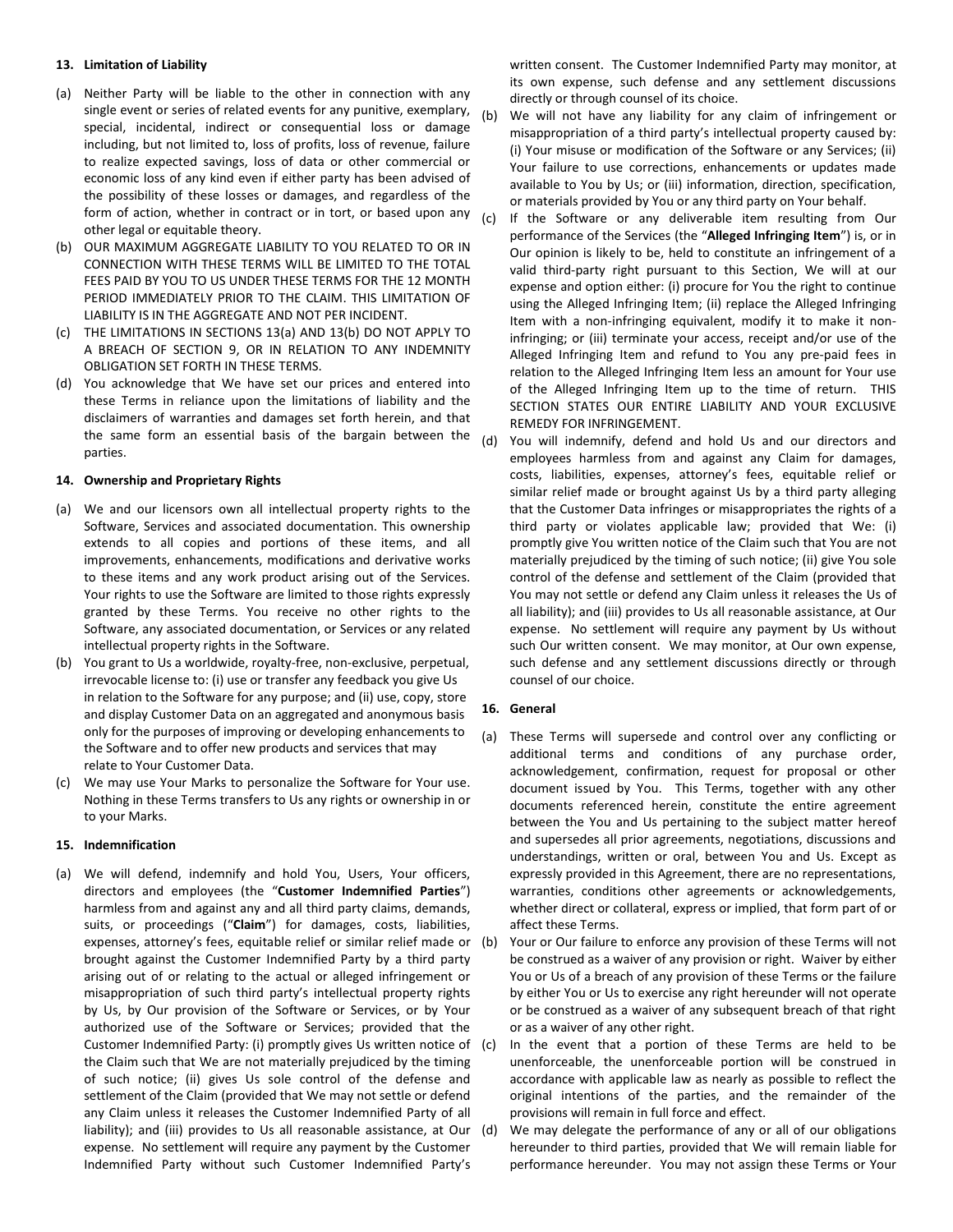#### 13. Limitation of Liability

(a) Neither Party will be liable to the other in connection with any single event or series of related events for any punitive, exemplary, special, incidental, indirect or consequential loss or damage including, but not limited to, loss of profits, loss of revenue, failure to realize expected savings, loss of data or other commercial or economic loss of any kind even if either party has been advised of the possibility of these losses or damages, and regardless of the form of action, whether in contract or in tort, or based upon any other legal or equitable theory.

(b) OUR MAXIMUM AGGREGATE LIABILITY TO YOU RELATED TO OR IN CONNECTION WITH THESE TERMS WILL BE LIMITED TO THE TOTAL FEES PAID BY YOU TO US UNDER THESE TERMS FOR THE 12 MONTH PERIOD IMMEDIATELY PRIOR TO THE CLAIM. THIS LIMITATION OF LIABILITY IS IN THE AGGREGATE AND NOT PER INCIDENT.

(c) THE LIMITATIONS IN SECTIONS 13(a) AND 13(b) DO NOT APPLY TO A BREACH OF SECTION 9, OR IN RELATION TO ANY INDEMNITY OBLIGATION SET FORTH IN THESE TERMS.

(d) You acknowledge that We have set our prices and entered into these Terms in reliance upon the limitations of liability and the disclaimers of warranties and damages set forth herein, and that the same form an essential basis of the bargain between the parties.

#### 14. Ownership and Proprietary Rights

(a) We and our licensors own all intellectual property rights to the Software, Services and associated documentation. This ownership extends to all copies and portions of these items, and all improvements, enhancements, modifications and derivative works to these items and any work product arising out of the Services. Your rights to use the Software are limited to those rights expressly granted by these Terms. You receive no other rights to the Software, any associated documentation, or Services or any related intellectual property rights in the Software.

(b) You grant to Us a worldwide, royalty-free, non-exclusive, perpetual, irrevocable license to: (i) use or transfer any feedback you give Us in relation to the Software for any purpose; and (ii) use, copy, store and display Customer Data on an aggregated and anonymous basis only for the purposes of improving or developing enhancements to the Software and to offer new products and services that may relate to Your Customer Data.

(c) We may use Your Marks to personalize the Software for Your use. Nothing in these Terms transfers to Us any rights or ownership in or to your Marks.

#### 15. Indemnification

(a) We will defend, indemnify and hold You, Users, Your officers, directors and employees (the "**Customer Indemnified Parties**") harmless from and against any and all third party claims, demands, suits, or proceedings ("**Claim**") for damages, costs, liabilities, expenses, attorney's fees, equitable relief or similar relief made or brought against the Customer Indemnified Party by a third party arising out of or relating to the actual or alleged infringement or misappropriation of such third party's intellectual property rights by Us, by Our provision of the Software or Services, or by Your authorized use of the Software or Services; provided that the Customer Indemnified Party: (i) promptly gives Us written notice of the Claim such that We are not materially prejudiced by the timing of such notice; (ii) gives Us sole control of the defense and settlement of the Claim (provided that We may not settle or defend any Claim unless it releases the Customer Indemnified Party of all liability); and (iii) provides to Us all reasonable assistance, at Our expense. No settlement will require any payment by the Customer Indemnified Party without such Customer Indemnified Party's written consent. The Customer Indemnified Party may monitor, at its own expense, such defense and any settlement discussions directly or through counsel of its choice.

(b) We will not have any liability for any claim of infringement or misappropriation of a third party's intellectual property caused by: (i) Your misuse or modification of the Software or any Services; (ii) Your failure to use corrections, enhancements or updates made available to You by Us; or (iii) information, direction, specification, or materials provided by You or any third party on Your behalf.

(c) If the Software or any deliverable item resulting from Our performance of the Services (the "**Alleged Infringing Item**") is, or in Our opinion is likely to be, held to constitute an infringement of a valid third-party right pursuant to this Section, We will at our expense and option either: (i) procure for You the right to continue using the Alleged Infringing Item; (ii) replace the Alleged Infringing Item with a non-infringing equivalent, modify it to make it non-infringing; or (iii) terminate your access, receipt and/or use of the Alleged Infringing Item and refund to You any pre-paid fees in relation to the Alleged Infringing Item less an amount for Your use of the Alleged Infringing Item up to the time of return. THIS SECTION STATES OUR ENTIRE LIABILITY AND YOUR EXCLUSIVE REMEDY FOR INFRINGEMENT.

(d) You will indemnify, defend and hold Us and our directors and employees harmless from and against any Claim for damages, costs, liabilities, expenses, attorney's fees, equitable relief or similar relief made or brought against Us by a third party alleging that the Customer Data infringes or misappropriates the rights of a third party or violates applicable law; provided that We: (i) promptly give You written notice of the Claim such that You are not materially prejudiced by the timing of such notice; (ii) give You sole control of the defense and settlement of the Claim (provided that You may not settle or defend any Claim unless it releases the Us of all liability); and (iii) provides to Us all reasonable assistance, at Our expense. No settlement will require any payment by Us without such Our written consent. We may monitor, at Our own expense, such defense and any settlement discussions directly or through counsel of our choice.

#### 16. General

(a) These Terms will supersede and control over any conflicting or additional terms and conditions of any purchase order, acknowledgement, confirmation, request for proposal or other document issued by You. This Terms, together with any other documents referenced herein, constitute the entire agreement between the You and Us pertaining to the subject matter hereof and supersedes all prior agreements, negotiations, discussions and understandings, written or oral, between You and Us. Except as expressly provided in this Agreement, there are no representations, warranties, conditions other agreements or acknowledgements, whether direct or collateral, express or implied, that form part of or affect these Terms.

(b) Your or Our failure to enforce any provision of these Terms will not be construed as a waiver of any provision or right. Waiver by either You or Us of a breach of any provision of these Terms or the failure by either You or Us to exercise any right hereunder will not operate or be construed as a waiver of any subsequent breach of that right or as a waiver of any other right.

(c) In the event that a portion of these Terms are held to be unenforceable, the unenforceable portion will be construed in accordance with applicable law as nearly as possible to reflect the original intentions of the parties, and the remainder of the provisions will remain in full force and effect.

(d) We may delegate the performance of any or all of our obligations hereunder to third parties, provided that We will remain liable for performance hereunder. You may not assign these Terms or Your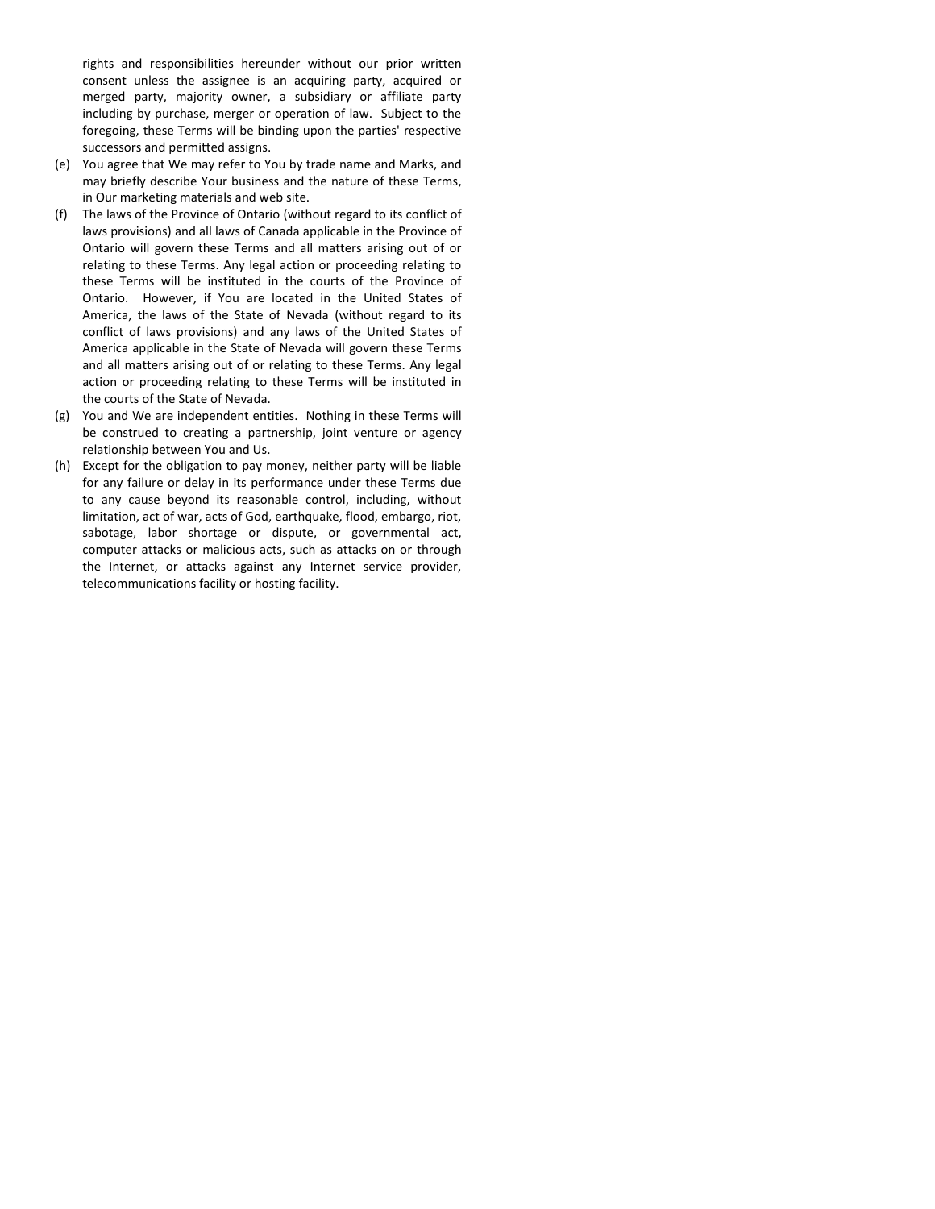rights and responsibilities hereunder without our prior written consent unless the assignee is an acquiring party, acquired or merged party, majority owner, a subsidiary or affiliate party including by purchase, merger or operation of law. Subject to the foregoing, these Terms will be binding upon the parties' respective successors and permitted assigns.

(e) You agree that We may refer to You by trade name and Marks, and may briefly describe Your business and the nature of these Terms, in Our marketing materials and web site.

(f) The laws of the Province of Ontario (without regard to its conflict of laws provisions) and all laws of Canada applicable in the Province of Ontario will govern these Terms and all matters arising out of or relating to these Terms. Any legal action or proceeding relating to these Terms will be instituted in the courts of the Province of Ontario. However, if You are located in the United States of America, the laws of the State of Nevada (without regard to its conflict of laws provisions) and any laws of the United States of America applicable in the State of Nevada will govern these Terms and all matters arising out of or relating to these Terms. Any legal action or proceeding relating to these Terms will be instituted in the courts of the State of Nevada.

(g) You and We are independent entities. Nothing in these Terms will be construed to creating a partnership, joint venture or agency relationship between You and Us.

(h) Except for the obligation to pay money, neither party will be liable for any failure or delay in its performance under these Terms due to any cause beyond its reasonable control, including, without limitation, act of war, acts of God, earthquake, flood, embargo, riot, sabotage, labor shortage or dispute, or governmental act, computer attacks or malicious acts, such as attacks on or through the Internet, or attacks against any Internet service provider, telecommunications facility or hosting facility.